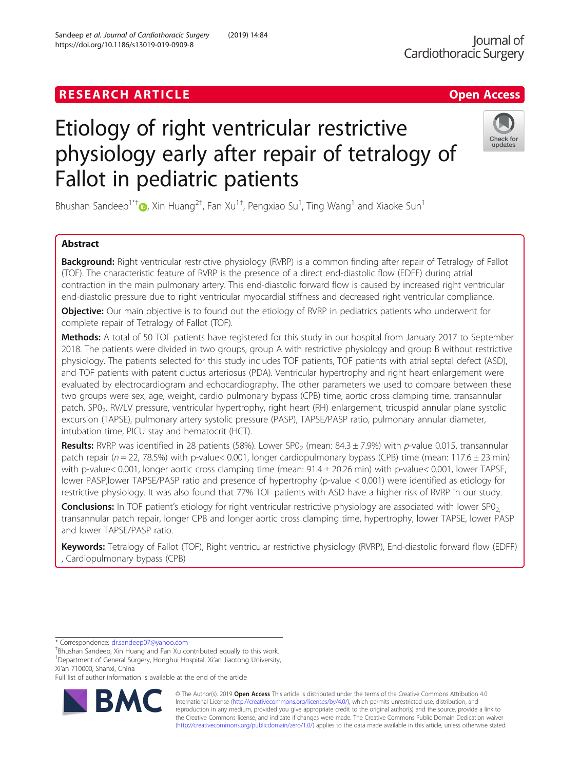RESEARCH ARTICLE

Open Access

# Etiology of right ventricular restrictive physiology early after repair of tetralogy of Fallot in pediatric patients

Bhushan Sandeep[1*†], Xin Huang[2†], Fan Xu[1†], Pengxiao Su[1], Ting Wang[1] and Xiaoke Sun[1]

## Abstract

**Background:** Right ventricular restrictive physiology (RVRP) is a common finding after repair of Tetralogy of Fallot (TOF). The characteristic feature of RVRP is the presence of a direct end-diastolic flow (EDFF) during atrial contraction in the main pulmonary artery. This end-diastolic forward flow is caused by increased right ventricular end-diastolic pressure due to right ventricular myocardial stiffness and decreased right ventricular compliance.

**Objective:** Our main objective is to found out the etiology of RVRP in pediatrics patients who underwent for complete repair of Tetralogy of Fallot (TOF).

**Methods:** A total of 50 TOF patients have registered for this study in our hospital from January 2017 to September 2018. The patients were divided in two groups, group A with restrictive physiology and group B without restrictive physiology. The patients selected for this study includes TOF patients, TOF patients with atrial septal defect (ASD), and TOF patients with patent ductus arteriosus (PDA). Ventricular hypertrophy and right heart enlargement were evaluated by electrocardiogram and echocardiography. The other parameters we used to compare between these two groups were sex, age, weight, cardio pulmonary bypass (CPB) time, aortic cross clamping time, transannular patch, $SP0_2$, RV/LV pressure, ventricular hypertrophy, right heart (RH) enlargement, tricuspid annular plane systolic excursion (TAPSE), pulmonary artery systolic pressure (PASP), TAPSE/PASP ratio, pulmonary annular diameter, intubation time, PICU stay and hematocrit (HCT).

**Results:** RVRP was identified in 28 patients (58%). Lower $SP0_2$ (mean: $84.3 \pm 7.9\%$) with $p$-value 0.015, transannular patch repair ($n = 22$, 78.5%) with p-value< 0.001, longer cardiopulmonary bypass (CPB) time (mean: $117.6 \pm 23$ min) with p-value< 0.001, longer aortic cross clamping time (mean: $91.4 \pm 20.26$ min) with p-value< 0.001, lower TAPSE, lower PASP,lower TAPSE/PASP ratio and presence of hypertrophy (p-value < 0.001) were identified as etiology for restrictive physiology. It was also found that 77% TOF patients with ASD have a higher risk of RVRP in our study.

**Conclusions:** In TOF patient's etiology for right ventricular restrictive physiology are associated with lower $SP0_2$, transannular patch repair, longer CPB and longer aortic cross clamping time, hypertrophy, lower TAPSE, lower PASP and lower TAPSE/PASP ratio.

**Keywords:** Tetralogy of Fallot (TOF), Right ventricular restrictive physiology (RVRP), End-diastolic forward flow (EDFF), Cardiopulmonary bypass (CPB)

---

* Correspondence: dr.sandeep07@yahoo.com
†Bhushan Sandeep, Xin Huang and Fan Xu contributed equally to this work.
[1]Department of General Surgery, Honghui Hospital, Xi'an Jiaotong University, Xi'an 710000, Shanxi, China
Full list of author information is available at the end of the article

© The Author(s). 2019 **Open Access** This article is distributed under the terms of the Creative Commons Attribution 4.0 International License (http://creativecommons.org/licenses/by/4.0/), which permits unrestricted use, distribution, and reproduction in any medium, provided you give appropriate credit to the original author(s) and the source, provide a link to the Creative Commons license, and indicate if changes were made. The Creative Commons Public Domain Dedication waiver (http://creativecommons.org/publicdomain/zero/1.0/) applies to the data made available in this article, unless otherwise stated.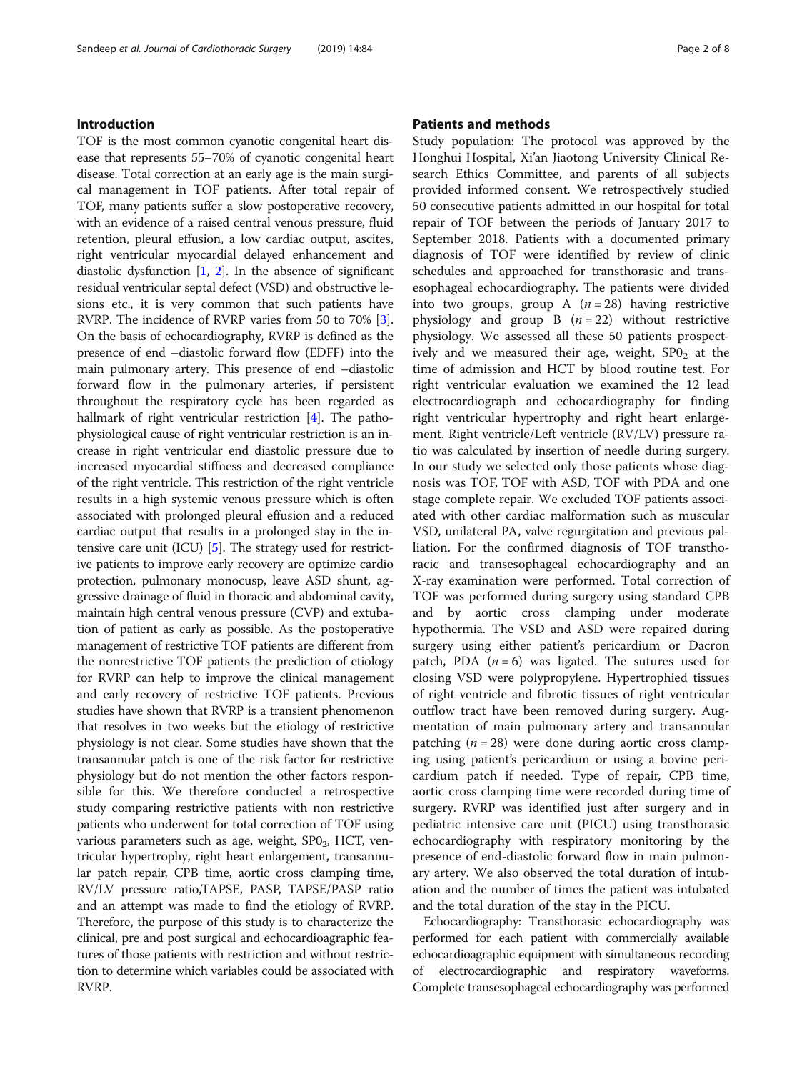## Introduction

TOF is the most common cyanotic congenital heart disease that represents 55–70% of cyanotic congenital heart disease. Total correction at an early age is the main surgical management in TOF patients. After total repair of TOF, many patients suffer a slow postoperative recovery, with an evidence of a raised central venous pressure, fluid retention, pleural effusion, a low cardiac output, ascites, right ventricular myocardial delayed enhancement and diastolic dysfunction [1, 2]. In the absence of significant residual ventricular septal defect (VSD) and obstructive lesions etc., it is very common that such patients have RVRP. The incidence of RVRP varies from 50 to 70% [3]. On the basis of echocardiography, RVRP is defined as the presence of end –diastolic forward flow (EDFF) into the main pulmonary artery. This presence of end –diastolic forward flow in the pulmonary arteries, if persistent throughout the respiratory cycle has been regarded as hallmark of right ventricular restriction [4]. The pathophysiological cause of right ventricular restriction is an increase in right ventricular end diastolic pressure due to increased myocardial stiffness and decreased compliance of the right ventricle. This restriction of the right ventricle results in a high systemic venous pressure which is often associated with prolonged pleural effusion and a reduced cardiac output that results in a prolonged stay in the intensive care unit (ICU) [5]. The strategy used for restrictive patients to improve early recovery are optimize cardio protection, pulmonary monocusp, leave ASD shunt, aggressive drainage of fluid in thoracic and abdominal cavity, maintain high central venous pressure (CVP) and extubation of patient as early as possible. As the postoperative management of restrictive TOF patients are different from the nonrestrictive TOF patients the prediction of etiology for RVRP can help to improve the clinical management and early recovery of restrictive TOF patients. Previous studies have shown that RVRP is a transient phenomenon that resolves in two weeks but the etiology of restrictive physiology is not clear. Some studies have shown that the transannular patch is one of the risk factor for restrictive physiology but do not mention the other factors responsible for this. We therefore conducted a retrospective study comparing restrictive patients with non restrictive patients who underwent for total correction of TOF using various parameters such as age, weight, $SPO_2$, HCT, ventricular hypertrophy, right heart enlargement, transannular patch repair, CPB time, aortic cross clamping time, RV/LV pressure ratio,TAPSE, PASP, TAPSE/PASP ratio and an attempt was made to find the etiology of RVRP. Therefore, the purpose of this study is to characterize the clinical, pre and post surgical and echocardioagraphic features of those patients with restriction and without restriction to determine which variables could be associated with RVRP.

## Patients and methods

Study population: The protocol was approved by the Honghui Hospital, Xi'an Jiaotong University Clinical Research Ethics Committee, and parents of all subjects provided informed consent. We retrospectively studied 50 consecutive patients admitted in our hospital for total repair of TOF between the periods of January 2017 to September 2018. Patients with a documented primary diagnosis of TOF were identified by review of clinic schedules and approached for transthorasic and transesophageal echocardiography. The patients were divided into two groups, group A ($n = 28$) having restrictive physiology and group B ($n = 22$) without restrictive physiology. We assessed all these 50 patients prospectively and we measured their age, weight, $SP0_2$ at the time of admission and HCT by blood routine test. For right ventricular evaluation we examined the 12 lead electrocardiograph and echocardiography for finding right ventricular hypertrophy and right heart enlargement. Right ventricle/Left ventricle (RV/LV) pressure ratio was calculated by insertion of needle during surgery. In our study we selected only those patients whose diagnosis was TOF, TOF with ASD, TOF with PDA and one stage complete repair. We excluded TOF patients associated with other cardiac malformation such as muscular VSD, unilateral PA, valve regurgitation and previous palliation. For the confirmed diagnosis of TOF transthoracic and transesophageal echocardiography and an X-ray examination were performed. Total correction of TOF was performed during surgery using standard CPB and by aortic cross clamping under moderate hypothermia. The VSD and ASD were repaired during surgery using either patient's pericardium or Dacron patch, PDA ($n = 6$) was ligated. The sutures used for closing VSD were polypropylene. Hypertrophied tissues of right ventricle and fibrotic tissues of right ventricular outflow tract have been removed during surgery. Augmentation of main pulmonary artery and transannular patching ($n = 28$) were done during aortic cross clamping using patient's pericardium or using a bovine pericardium patch if needed. Type of repair, CPB time, aortic cross clamping time were recorded during time of surgery. RVRP was identified just after surgery and in pediatric intensive care unit (PICU) using transthorasic echocardiography with respiratory monitoring by the presence of end-diastolic forward flow in main pulmonary artery. We also observed the total duration of intubation and the number of times the patient was intubated and the total duration of the stay in the PICU.

Echocardiography: Transthorasic echocardiography was performed for each patient with commercially available echocardioagraphic equipment with simultaneous recording of electrocardiographic and respiratory waveforms. Complete transesophageal echocardiography was performed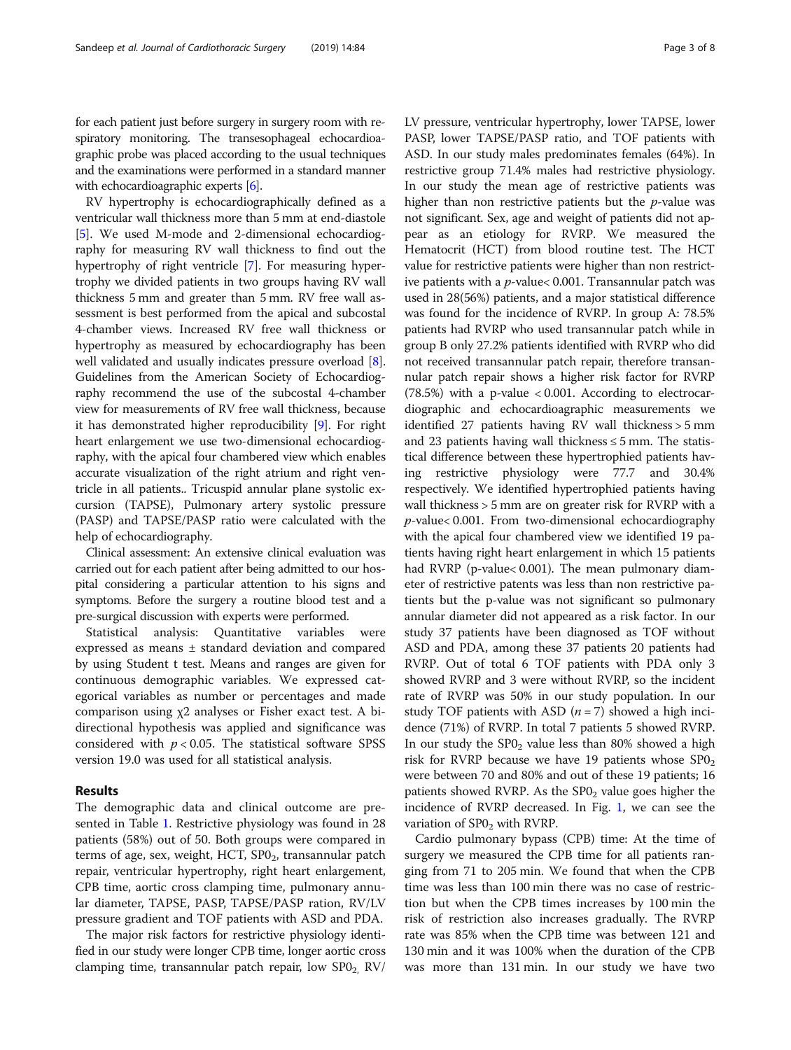for each patient just before surgery in surgery room with respiratory monitoring. The transesophageal echocardioagraphic probe was placed according to the usual techniques and the examinations were performed in a standard manner with echocardioagraphic experts [6].

RV hypertrophy is echocardiographically defined as a ventricular wall thickness more than 5 mm at end-diastole [5]. We used M-mode and 2-dimensional echocardiography for measuring RV wall thickness to find out the hypertrophy of right ventricle [7]. For measuring hypertrophy we divided patients in two groups having RV wall thickness 5 mm and greater than 5 mm. RV free wall assessment is best performed from the apical and subcostal 4-chamber views. Increased RV free wall thickness or hypertrophy as measured by echocardiography has been well validated and usually indicates pressure overload [8]. Guidelines from the American Society of Echocardiography recommend the use of the subcostal 4-chamber view for measurements of RV free wall thickness, because it has demonstrated higher reproducibility [9]. For right heart enlargement we use two-dimensional echocardiography, with the apical four chambered view which enables accurate visualization of the right atrium and right ventricle in all patients.. Tricuspid annular plane systolic excursion (TAPSE), Pulmonary artery systolic pressure (PASP) and TAPSE/PASP ratio were calculated with the help of echocardiography.

Clinical assessment: An extensive clinical evaluation was carried out for each patient after being admitted to our hospital considering a particular attention to his signs and symptoms. Before the surgery a routine blood test and a pre-surgical discussion with experts were performed.

Statistical analysis: Quantitative variables were expressed as means ± standard deviation and compared by using Student t test. Means and ranges are given for continuous demographic variables. We expressed categorical variables as number or percentages and made comparison using $\chi 2$ analyses or Fisher exact test. A bidirectional hypothesis was applied and significance was considered with $p < 0.05$. The statistical software SPSS version 19.0 was used for all statistical analysis.

## Results

The demographic data and clinical outcome are presented in Table 1. Restrictive physiology was found in 28 patients (58%) out of 50. Both groups were compared in terms of age, sex, weight, HCT, $SP0_2$, transannular patch repair, ventricular hypertrophy, right heart enlargement, CPB time, aortic cross clamping time, pulmonary annular diameter, TAPSE, PASP, TAPSE/PASP ration, RV/LV pressure gradient and TOF patients with ASD and PDA.

The major risk factors for restrictive physiology identified in our study were longer CPB time, longer aortic cross clamping time, transannular patch repair, low $SP0_2$, RV/LV pressure, ventricular hypertrophy, lower TAPSE, lower PASP, lower TAPSE/PASP ratio, and TOF patients with ASD. In our study males predominates females (64%). In restrictive group 71.4% males had restrictive physiology. In our study the mean age of restrictive patients was higher than non restrictive patients but the $p$-value was not significant. Sex, age and weight of patients did not appear as an etiology for RVRP. We measured the Hematocrit (HCT) from blood routine test. The HCT value for restrictive patients were higher than non restrictive patients with a $p$-value< 0.001. Transannular patch was used in 28(56%) patients, and a major statistical difference was found for the incidence of RVRP. In group A: 78.5% patients had RVRP who used transannular patch while in group B only 27.2% patients identified with RVRP who did not received transannular patch repair, therefore transannular patch repair shows a higher risk factor for RVRP (78.5%) with a p-value < 0.001. According to electrocardiographic and echocardioagraphic measurements we identified 27 patients having RV wall thickness > 5 mm and 23 patients having wall thickness ≤ 5 mm. The statistical difference between these hypertrophied patients having restrictive physiology were 77.7 and 30.4% respectively. We identified hypertrophied patients having wall thickness > 5 mm are on greater risk for RVRP with a $p$-value< 0.001. From two-dimensional echocardiography with the apical four chambered view we identified 19 patients having right heart enlargement in which 15 patients had RVRP (p-value< 0.001). The mean pulmonary diameter of restrictive patents was less than non restrictive patients but the p-value was not significant so pulmonary annular diameter did not appeared as a risk factor. In our study 37 patients have been diagnosed as TOF without ASD and PDA, among these 37 patients 20 patients had RVRP. Out of total 6 TOF patients with PDA only 3 showed RVRP and 3 were without RVRP, so the incident rate of RVRP was 50% in our study population. In our study TOF patients with ASD ($n = 7$) showed a high incidence (71%) of RVRP. In total 7 patients 5 showed RVRP. In our study the $SP0_2$ value less than 80% showed a high risk for RVRP because we have 19 patients whose $SP0_2$ were between 70 and 80% and out of these 19 patients; 16 patients showed RVRP. As the $SP0_2$ value goes higher the incidence of RVRP decreased. In Fig. 1, we can see the variation of $SP0_2$ with RVRP.

Cardio pulmonary bypass (CPB) time: At the time of surgery we measured the CPB time for all patients ranging from 71 to 205 min. We found that when the CPB time was less than 100 min there was no case of restriction but when the CPB times increases by 100 min the risk of restriction also increases gradually. The RVRP rate was 85% when the CPB time was between 121 and 130 min and it was 100% when the duration of the CPB was more than 131 min. In our study we have two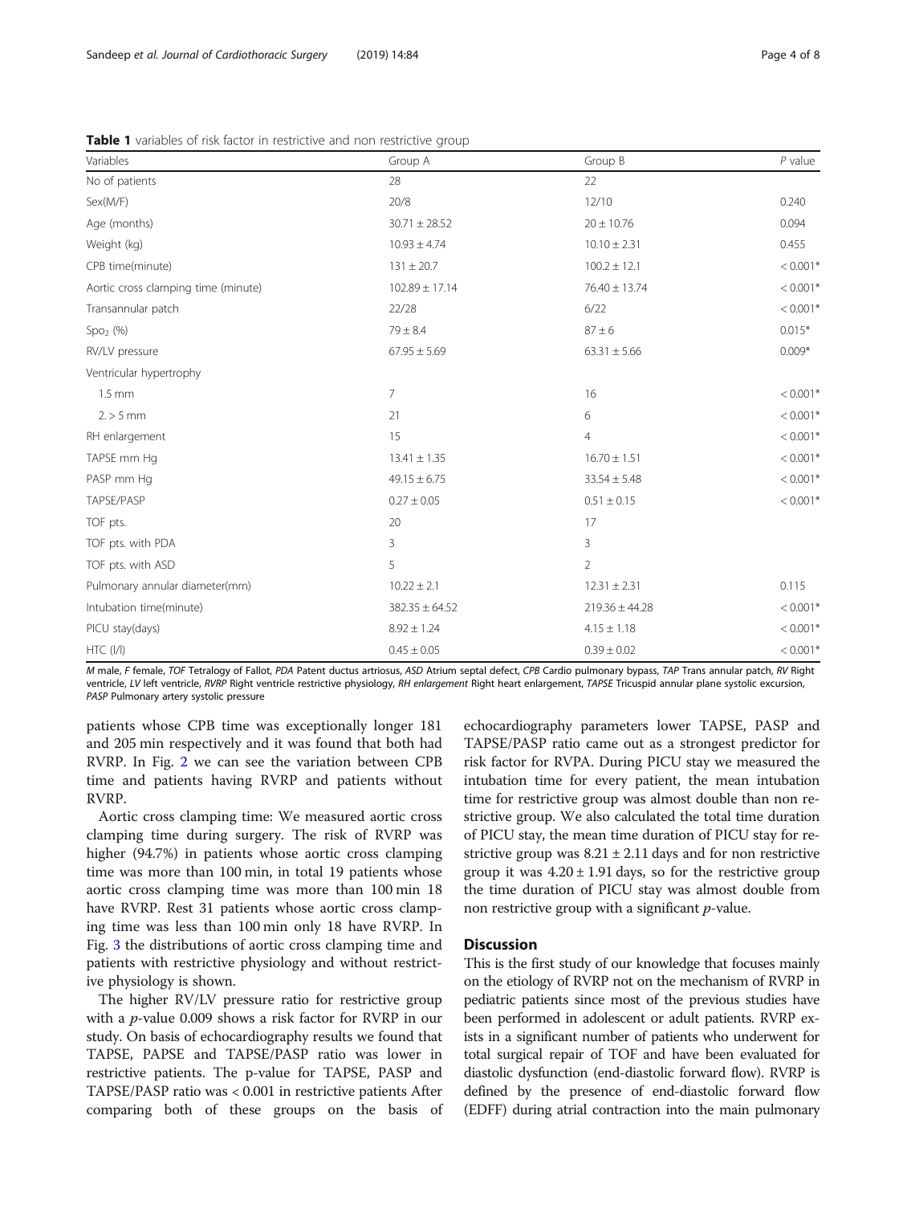**Table 1** variables of risk factor in restrictive and non restrictive group

| Variables | Group A | Group B | *P* value |
|---|---|---|---|
| No of patients | 28 | 22 | |
| Sex(M/F) | 20/8 | 12/10 | 0.240 |
| Age (months) | 30.71 ± 28.52 | 20 ± 10.76 | 0.094 |
| Weight (kg) | 10.93 ± 4.74 | 10.10 ± 2.31 | 0.455 |
| CPB time(minute) | 131 ± 20.7 | 100.2 ± 12.1 | < 0.001* |
| Aortic cross clamping time (minute) | 102.89 ± 17.14 | 76.40 ± 13.74 | < 0.001* |
| Transannular patch | 22/28 | 6/22 | < 0.001* |
| $Spo_2$ (%) | 79 ± 8.4 | 87 ± 6 | 0.015* |
| RV/LV pressure | 67.95 ± 5.69 | 63.31 ± 5.66 | 0.009* |
| Ventricular hypertrophy | | | |
| 1.5 mm | 7 | 16 | < 0.001* |
| 2. > 5 mm | 21 | 6 | < 0.001* |
| RH enlargement | 15 | 4 | < 0.001* |
| TAPSE mm Hg | 13.41 ± 1.35 | 16.70 ± 1.51 | < 0.001* |
| PASP mm Hg | 49.15 ± 6.75 | 33.54 ± 5.48 | < 0.001* |
| TAPSE/PASP | 0.27 ± 0.05 | 0.51 ± 0.15 | < 0.001* |
| TOF pts. | 20 | 17 | |
| TOF pts. with PDA | 3 | 3 | |
| TOF pts. with ASD | 5 | 2 | |
| Pulmonary annular diameter(mm) | 10.22 ± 2.1 | 12.31 ± 2.31 | 0.115 |
| Intubation time(minute) | 382.35 ± 64.52 | 219.36 ± 44.28 | < 0.001* |
| PICU stay(days) | 8.92 ± 1.24 | 4.15 ± 1.18 | < 0.001* |
| HTC (l/l) | 0.45 ± 0.05 | 0.39 ± 0.02 | < 0.001* |

*M* male, *F* female, *TOF* Tetralogy of Fallot, *PDA* Patent ductus artriosus, *ASD* Atrium septal defect, *CPB* Cardio pulmonary bypass, *TAP* Trans annular patch, *RV* Right ventricle, *LV* left ventricle, *RVRP* Right ventricle restrictive physiology, *RH enlargement* Right heart enlargement, *TAPSE* Tricuspid annular plane systolic excursion, *PASP* Pulmonary artery systolic pressure

patients whose CPB time was exceptionally longer 181 and 205 min respectively and it was found that both had RVRP. In Fig. 2 we can see the variation between CPB time and patients having RVRP and patients without RVRP.

Aortic cross clamping time: We measured aortic cross clamping time during surgery. The risk of RVRP was higher (94.7%) in patients whose aortic cross clamping time was more than 100 min, in total 19 patients whose aortic cross clamping time was more than 100 min 18 have RVRP. Rest 31 patients whose aortic cross clamping time was less than 100 min only 18 have RVRP. In Fig. 3 the distributions of aortic cross clamping time and patients with restrictive physiology and without restrictive physiology is shown.

The higher RV/LV pressure ratio for restrictive group with a *p*-value 0.009 shows a risk factor for RVRP in our study. On basis of echocardiography results we found that TAPSE, PAPSE and TAPSE/PASP ratio was lower in restrictive patients. The p-value for TAPSE, PASP and TAPSE/PASP ratio was < 0.001 in restrictive patients After comparing both of these groups on the basis of echocardiography parameters lower TAPSE, PASP and TAPSE/PASP ratio came out as a strongest predictor for risk factor for RVPA. During PICU stay we measured the intubation time for every patient, the mean intubation time for restrictive group was almost double than non restrictive group. We also calculated the total time duration of PICU stay, the mean time duration of PICU stay for restrictive group was 8.21 ± 2.11 days and for non restrictive group it was 4.20 ± 1.91 days, so for the restrictive group the time duration of PICU stay was almost double from non restrictive group with a significant *p*-value.

## Discussion

This is the first study of our knowledge that focuses mainly on the etiology of RVRP not on the mechanism of RVRP in pediatric patients since most of the previous studies have been performed in adolescent or adult patients. RVRP exists in a significant number of patients who underwent for total surgical repair of TOF and have been evaluated for diastolic dysfunction (end-diastolic forward flow). RVRP is defined by the presence of end-diastolic forward flow (EDFF) during atrial contraction into the main pulmonary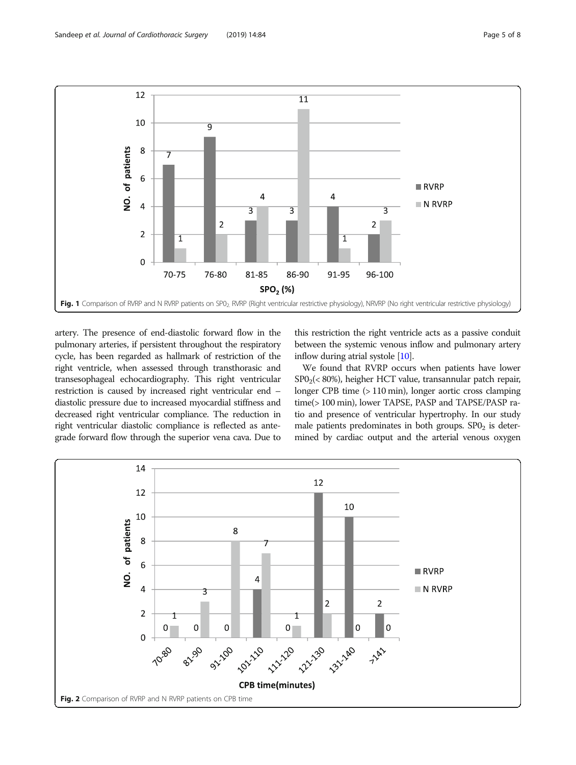Fig. 1 Comparison of RVRP and N RVRP patients on $SP0_2$. RVRP (Right ventricular restrictive physiology), NRVRP (No right ventricular restrictive physiology)

artery. The presence of end-diastolic forward flow in the pulmonary arteries, if persistent throughout the respiratory cycle, has been regarded as hallmark of restriction of the right ventricle, when assessed through transthoracic and transesophageal echocardiography. This right ventricular restriction is caused by increased right ventricular end – diastolic pressure due to increased myocardial stiffness and decreased right ventricular compliance. The reduction in right ventricular diastolic compliance is reflected as antegrade forward flow through the superior vena cava. Due to this restriction the right ventricle acts as a passive conduit between the systemic venous inflow and pulmonary artery inflow during atrial systole [10].

We found that RVRP occurs when patients have lower $SP0_2$(< 80%), heigher HCT value, transannular patch repair, longer CPB time (> 110 min), longer aortic cross clamping time(> 100 min), lower TAPSE, PASP and TAPSE/PASP ratio and presence of ventricular hypertrophy. In our study male patients predominates in both groups. $SP0_2$ is determined by cardiac output and the arterial venous oxygen

Fig. 2 Comparison of RVRP and N RVRP patients on CPB time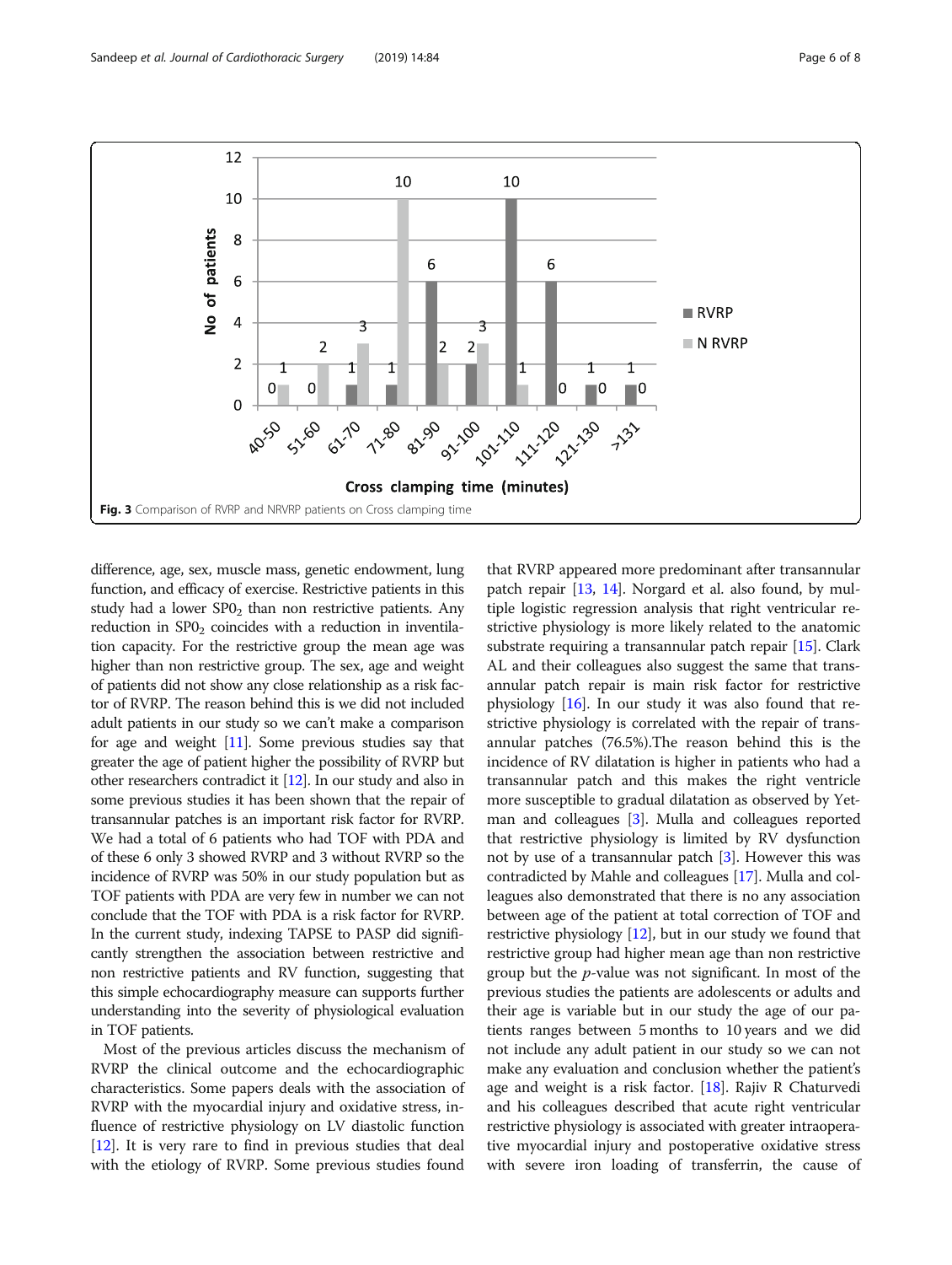Fig. 3 Comparison of RVRP and NRVRP patients on Cross clamping time

difference, age, sex, muscle mass, genetic endowment, lung function, and efficacy of exercise. Restrictive patients in this study had a lower $SP0_2$ than non restrictive patients. Any reduction in $SP0_2$ coincides with a reduction in inventilation capacity. For the restrictive group the mean age was higher than non restrictive group. The sex, age and weight of patients did not show any close relationship as a risk factor of RVRP. The reason behind this is we did not included adult patients in our study so we can't make a comparison for age and weight [11]. Some previous studies say that greater the age of patient higher the possibility of RVRP but other researchers contradict it [12]. In our study and also in some previous studies it has been shown that the repair of transannular patches is an important risk factor for RVRP. We had a total of 6 patients who had TOF with PDA and of these 6 only 3 showed RVRP and 3 without RVRP so the incidence of RVRP was 50% in our study population but as TOF patients with PDA are very few in number we can not conclude that the TOF with PDA is a risk factor for RVRP. In the current study, indexing TAPSE to PASP did significantly strengthen the association between restrictive and non restrictive patients and RV function, suggesting that this simple echocardiography measure can supports further understanding into the severity of physiological evaluation in TOF patients.

Most of the previous articles discuss the mechanism of RVRP the clinical outcome and the echocardiographic characteristics. Some papers deals with the association of RVRP with the myocardial injury and oxidative stress, influence of restrictive physiology on LV diastolic function [12]. It is very rare to find in previous studies that deal with the etiology of RVRP. Some previous studies found that RVRP appeared more predominant after transannular patch repair [13, 14]. Norgard et al. also found, by multiple logistic regression analysis that right ventricular restrictive physiology is more likely related to the anatomic substrate requiring a transannular patch repair [15]. Clark AL and their colleagues also suggest the same that transannular patch repair is main risk factor for restrictive physiology [16]. In our study it was also found that restrictive physiology is correlated with the repair of transannular patches (76.5%).The reason behind this is the incidence of RV dilatation is higher in patients who had a transannular patch and this makes the right ventricle more susceptible to gradual dilatation as observed by Yetman and colleagues [3]. Mulla and colleagues reported that restrictive physiology is limited by RV dysfunction not by use of a transannular patch [3]. However this was contradicted by Mahle and colleagues [17]. Mulla and colleagues also demonstrated that there is no any association between age of the patient at total correction of TOF and restrictive physiology [12], but in our study we found that restrictive group had higher mean age than non restrictive group but the $p$-value was not significant. In most of the previous studies the patients are adolescents or adults and their age is variable but in our study the age of our patients ranges between 5 months to 10 years and we did not include any adult patient in our study so we can not make any evaluation and conclusion whether the patient's age and weight is a risk factor. [18]. Rajiv R Chaturvedi and his colleagues described that acute right ventricular restrictive physiology is associated with greater intraoperative myocardial injury and postoperative oxidative stress with severe iron loading of transferrin, the cause of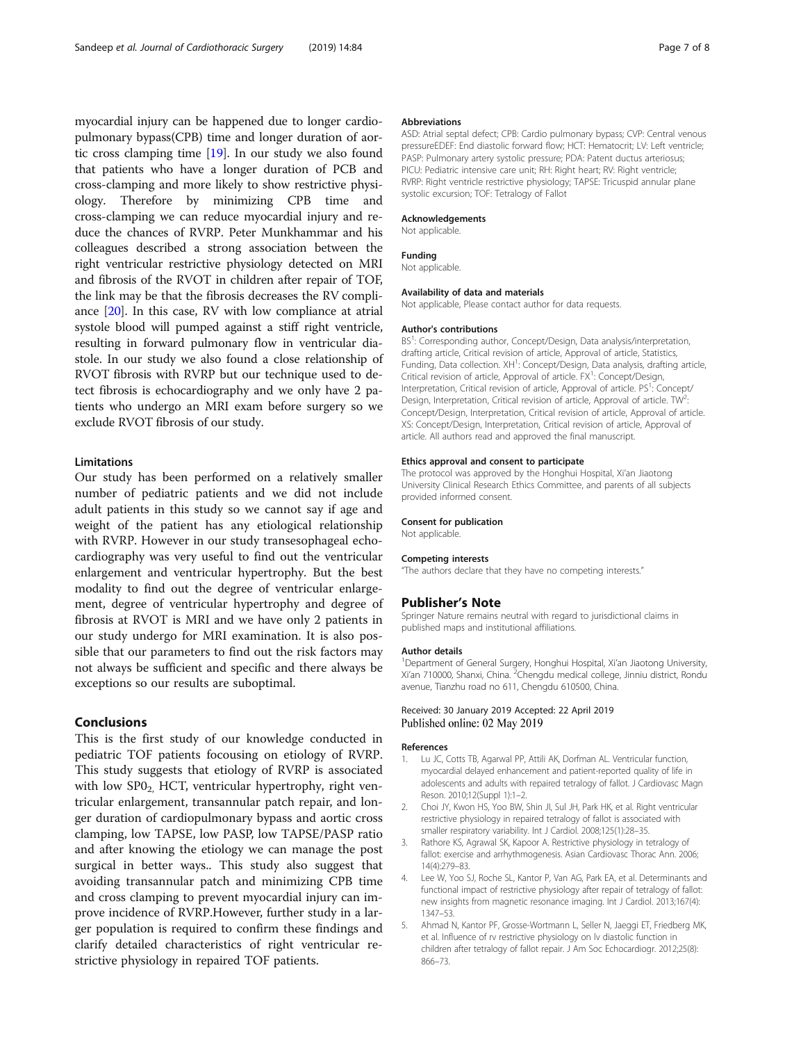myocardial injury can be happened due to longer cardiopulmonary bypass(CPB) time and longer duration of aortic cross clamping time [19]. In our study we also found that patients who have a longer duration of PCB and cross-clamping and more likely to show restrictive physiology. Therefore by minimizing CPB time and cross-clamping we can reduce myocardial injury and reduce the chances of RVRP. Peter Munkhammar and his colleagues described a strong association between the right ventricular restrictive physiology detected on MRI and fibrosis of the RVOT in children after repair of TOF, the link may be that the fibrosis decreases the RV compliance [20]. In this case, RV with low compliance at atrial systole blood will pumped against a stiff right ventricle, resulting in forward pulmonary flow in ventricular diastole. In our study we also found a close relationship of RVOT fibrosis with RVRP but our technique used to detect fibrosis is echocardiography and we only have 2 patients who undergo an MRI exam before surgery so we exclude RVOT fibrosis of our study.

### Limitations

Our study has been performed on a relatively smaller number of pediatric patients and we did not include adult patients in this study so we cannot say if age and weight of the patient has any etiological relationship with RVRP. However in our study transesophageal echocardiography was very useful to find out the ventricular enlargement and ventricular hypertrophy. But the best modality to find out the degree of ventricular enlargement, degree of ventricular hypertrophy and degree of fibrosis at RVOT is MRI and we have only 2 patients in our study undergo for MRI examination. It is also possible that our parameters to find out the risk factors may not always be sufficient and specific and there always be exceptions so our results are suboptimal.

## Conclusions

This is the first study of our knowledge conducted in pediatric TOF patients focousing on etiology of RVRP. This study suggests that etiology of RVRP is associated with low $SP0_2$, HCT, ventricular hypertrophy, right ventricular enlargement, transannular patch repair, and longer duration of cardiopulmonary bypass and aortic cross clamping, low TAPSE, low PASP, low TAPSE/PASP ratio and after knowing the etiology we can manage the post surgical in better ways.. This study also suggest that avoiding transannular patch and minimizing CPB time and cross clamping to prevent myocardial injury can improve incidence of RVRP.However, further study in a larger population is required to confirm these findings and clarify detailed characteristics of right ventricular restrictive physiology in repaired TOF patients.

#### Abbreviations

ASD: Atrial septal defect; CPB: Cardio pulmonary bypass; CVP: Central venous pressureEDEF: End diastolic forward flow; HCT: Hematocrit; LV: Left ventricle; PASP: Pulmonary artery systolic pressure; PDA: Patent ductus arteriosus; PICU: Pediatric intensive care unit; RH: Right heart; RV: Right ventricle; RVRP: Right ventricle restrictive physiology; TAPSE: Tricuspid annular plane systolic excursion; TOF: Tetralogy of Fallot

#### Acknowledgements

Not applicable.

#### Funding

Not applicable.

#### Availability of data and materials

Not applicable, Please contact author for data requests.

#### Author's contributions

BS[1]: Corresponding author, Concept/Design, Data analysis/interpretation, drafting article, Critical revision of article, Approval of article, Statistics, Funding, Data collection. XH[1]: Concept/Design, Data analysis, drafting article, Critical revision of article, Approval of article. FX[1]: Concept/Design, Interpretation, Critical revision of article, Approval of article. PS[1]: Concept/Design, Interpretation, Critical revision of article, Approval of article. TW[2]: Concept/Design, Interpretation, Critical revision of article, Approval of article. XS: Concept/Design, Interpretation, Critical revision of article, Approval of article. All authors read and approved the final manuscript.

#### Ethics approval and consent to participate

The protocol was approved by the Honghui Hospital, Xi'an Jiaotong University Clinical Research Ethics Committee, and parents of all subjects provided informed consent.

#### Consent for publication

Not applicable.

#### Competing interests

"The authors declare that they have no competing interests."

### Publisher's Note

Springer Nature remains neutral with regard to jurisdictional claims in published maps and institutional affiliations.

#### Author details

[1]Department of General Surgery, Honghui Hospital, Xi'an Jiaotong University, Xi'an 710000, Shanxi, China. [2]Chengdu medical college, Jinniu district, Rondu avenue, Tianzhu road no 611, Chengdu 610500, China.

Received: 30 January 2019 Accepted: 22 April 2019
Published online: 02 May 2019

#### References

1. Lu JC, Cotts TB, Agarwal PP, Attili AK, Dorfman AL. Ventricular function, myocardial delayed enhancement and patient-reported quality of life in adolescents and adults with repaired tetralogy of fallot. J Cardiovasc Magn Reson. 2010;12(Suppl 1):1–2.
2. Choi JY, Kwon HS, Yoo BW, Shin JI, Sul JH, Park HK, et al. Right ventricular restrictive physiology in repaired tetralogy of fallot is associated with smaller respiratory variability. Int J Cardiol. 2008;125(1):28–35.
3. Rathore KS, Agrawal SK, Kapoor A. Restrictive physiology in tetralogy of fallot: exercise and arrhythmogenesis. Asian Cardiovasc Thorac Ann. 2006; 14(4):279–83.
4. Lee W, Yoo SJ, Roche SL, Kantor P, Van AG, Park EA, et al. Determinants and functional impact of restrictive physiology after repair of tetralogy of fallot: new insights from magnetic resonance imaging. Int J Cardiol. 2013;167(4): 1347–53.
5. Ahmad N, Kantor PF, Grosse-Wortmann L, Seller N, Jaeggi ET, Friedberg MK, et al. Influence of rv restrictive physiology on lv diastolic function in children after tetralogy of fallot repair. J Am Soc Echocardiogr. 2012;25(8): 866–73.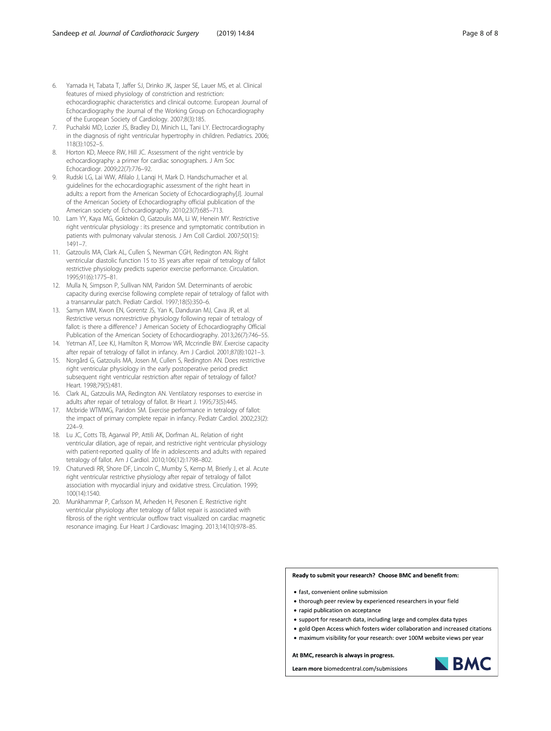6. Yamada H, Tabata T, Jaffer SJ, Drinko JK, Jasper SE, Lauer MS, et al. Clinical features of mixed physiology of constriction and restriction: echocardiographic characteristics and clinical outcome. European Journal of Echocardiography the Journal of the Working Group on Echocardiography of the European Society of Cardiology. 2007;8(3):185.
7. Puchalski MD, Lozier JS, Bradley DJ, Minich LL, Tani LY. Electrocardiography in the diagnosis of right ventricular hypertrophy in children. Pediatrics. 2006; 118(3):1052–5.
8. Horton KD, Meece RW, Hill JC. Assessment of the right ventricle by echocardiography: a primer for cardiac sonographers. J Am Soc Echocardiogr. 2009;22(7):776–92.
9. Rudski LG, Lai WW, Afilalo J, Lanqi H, Mark D. Handschumacher et al. guidelines for the echocardiographic assessment of the right heart in adults: a report from the American Society of Echocardiography[J]. Journal of the American Society of Echocardiography official publication of the American society of. Echocardiography. 2010;23(7):685–713.
10. Lam YY, Kaya MG, Goktekin O, Gatzoulis MA, Li W, Henein MY. Restrictive right ventricular physiology : its presence and symptomatic contribution in patients with pulmonary valvular stenosis. J Am Coll Cardiol. 2007;50(15): 1491–7.
11. Gatzoulis MA, Clark AL, Cullen S, Newman CGH, Redington AN. Right ventricular diastolic function 15 to 35 years after repair of tetralogy of fallot restrictive physiology predicts superior exercise performance. Circulation. 1995;91(6):1775–81.
12. Mulla N, Simpson P, Sullivan NM, Paridon SM. Determinants of aerobic capacity during exercise following complete repair of tetralogy of fallot with a transannular patch. Pediatr Cardiol. 1997;18(5):350–6.
13. Samyn MM, Kwon EN, Gorentz JS, Yan K, Danduran MJ, Cava JR, et al. Restrictive versus nonrestrictive physiology following repair of tetralogy of fallot: is there a difference? J American Society of Echocardiography Official Publication of the American Society of Echocardiography. 2013;26(7):746–55.
14. Yetman AT, Lee KJ, Hamilton R, Morrow WR, Mccrindle BW. Exercise capacity after repair of tetralogy of fallot in infancy. Am J Cardiol. 2001;87(8):1021–3.
15. Norgård G, Gatzoulis MA, Josen M, Cullen S, Redington AN. Does restrictive right ventricular physiology in the early postoperative period predict subsequent right ventricular restriction after repair of tetralogy of fallot? Heart. 1998;79(5):481.
16. Clark AL, Gatzoulis MA, Redington AN. Ventilatory responses to exercise in adults after repair of tetralogy of fallot. Br Heart J. 1995;73(5):445.
17. Mcbride WTMMG, Paridon SM. Exercise performance in tetralogy of fallot: the impact of primary complete repair in infancy. Pediatr Cardiol. 2002;23(2): 224–9.
18. Lu JC, Cotts TB, Agarwal PP, Attili AK, Dorfman AL. Relation of right ventricular dilation, age of repair, and restrictive right ventricular physiology with patient-reported quality of life in adolescents and adults with repaired tetralogy of fallot. Am J Cardiol. 2010;106(12):1798–802.
19. Chaturvedi RR, Shore DF, Lincoln C, Mumby S, Kemp M, Brierly J, et al. Acute right ventricular restrictive physiology after repair of tetralogy of fallot association with myocardial injury and oxidative stress. Circulation. 1999; 100(14):1540.
20. Munkhammar P, Carlsson M, Arheden H, Pesonen E. Restrictive right ventricular physiology after tetralogy of fallot repair is associated with fibrosis of the right ventricular outflow tract visualized on cardiac magnetic resonance imaging. Eur Heart J Cardiovasc Imaging. 2013;14(10):978–85.

**Ready to submit your research? Choose BMC and benefit from:**

- fast, convenient online submission
- thorough peer review by experienced researchers in your field
- rapid publication on acceptance
- support for research data, including large and complex data types
- gold Open Access which fosters wider collaboration and increased citations
- maximum visibility for your research: over 100M website views per year

**At BMC, research is always in progress.**

**Learn more** biomedcentral.com/submissions

BMC